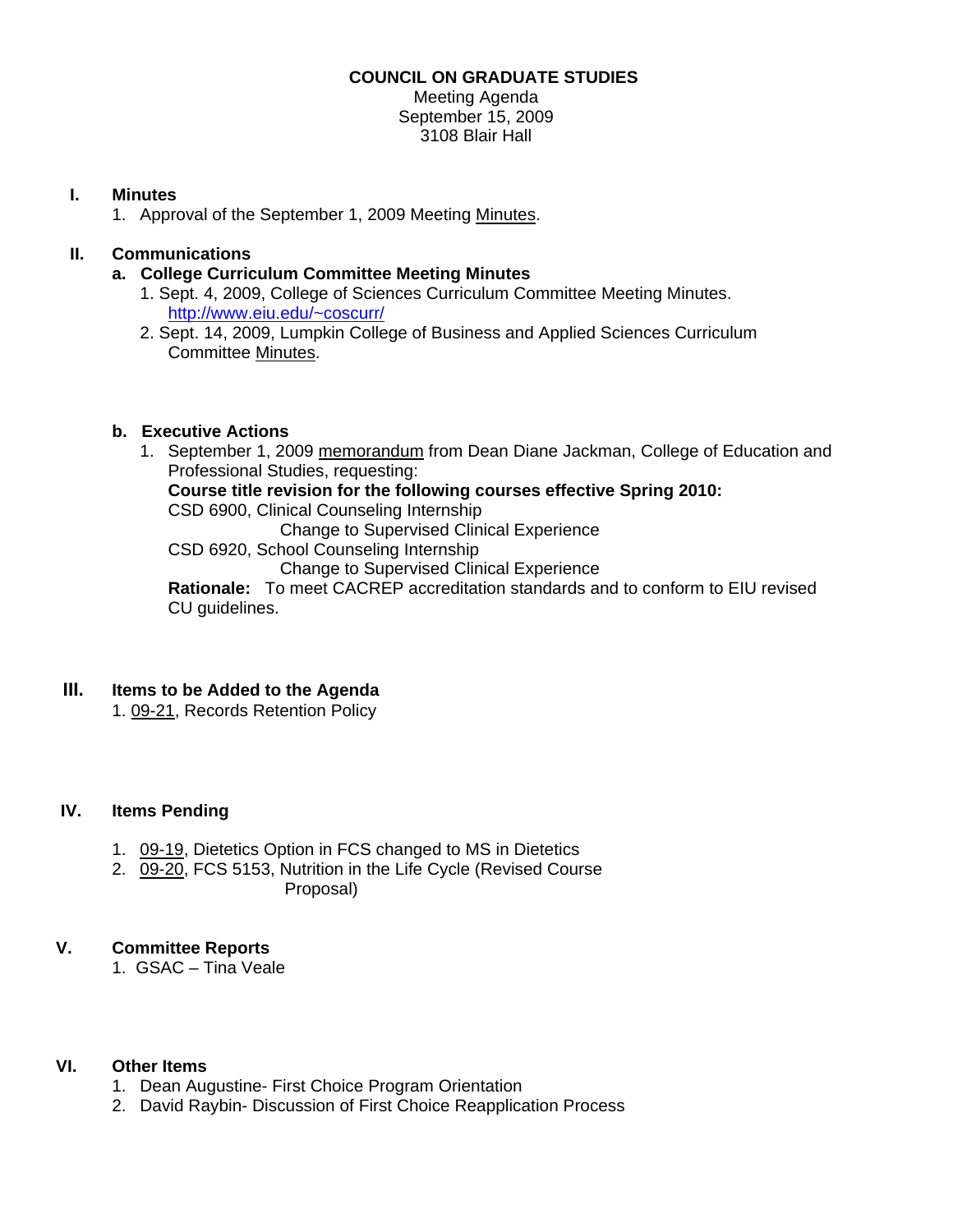**COUNCIL ON GRADUATE STUDIES**

Meeting Agenda
September 15, 2009
3108 Blair Hall

**I. Minutes**

1. Approval of the September 1, 2009 Meeting Minutes.

**II. Communications**

**a. College Curriculum Committee Meeting Minutes**

1. Sept. 4, 2009, College of Sciences Curriculum Committee Meeting Minutes. http://www.eiu.edu/~coscurr/
2. Sept. 14, 2009, Lumpkin College of Business and Applied Sciences Curriculum Committee Minutes.

**b. Executive Actions**

1. September 1, 2009 memorandum from Dean Diane Jackman, College of Education and Professional Studies, requesting:
   **Course title revision for the following courses effective Spring 2010:**
   CSD 6900, Clinical Counseling Internship
   Change to Supervised Clinical Experience
   CSD 6920, School Counseling Internship
   Change to Supervised Clinical Experience
   **Rationale:** To meet CACREP accreditation standards and to conform to EIU revised CU guidelines.

**III. Items to be Added to the Agenda**

1. 09-21, Records Retention Policy

**IV. Items Pending**

1. 09-19, Dietetics Option in FCS changed to MS in Dietetics
2. 09-20, FCS 5153, Nutrition in the Life Cycle (Revised Course Proposal)

**V. Committee Reports**

1. GSAC – Tina Veale

**VI. Other Items**

1. Dean Augustine- First Choice Program Orientation
2. David Raybin- Discussion of First Choice Reapplication Process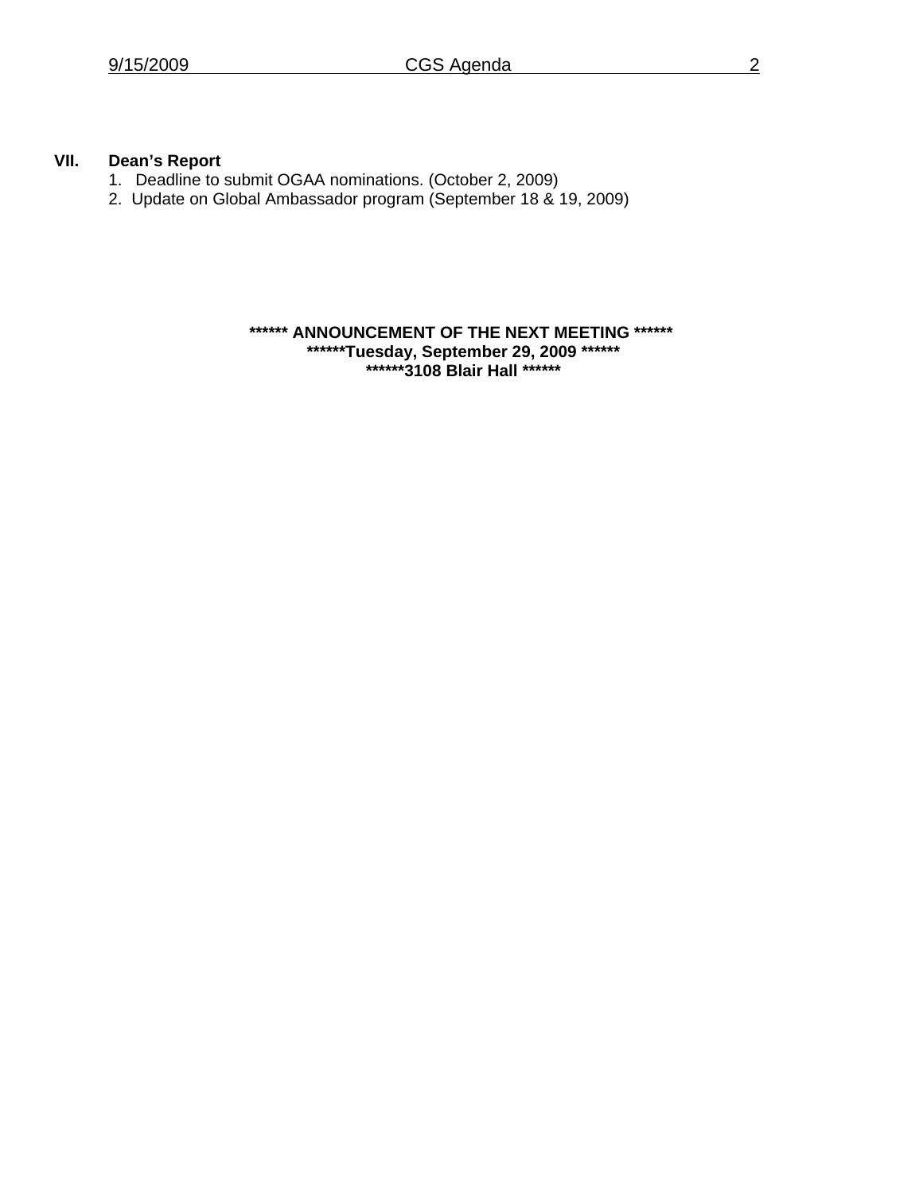## VII. Dean's Report

1. Deadline to submit OGAA nominations. (October 2, 2009)
2. Update on Global Ambassador program (September 18 & 19, 2009)

**\*\*\*\*\*\* ANNOUNCEMENT OF THE NEXT MEETING \*\*\*\*\*\***
**\*\*\*\*\*\*Tuesday, September 29, 2009 \*\*\*\*\*\***
**\*\*\*\*\*\*3108 Blair Hall \*\*\*\*\*\***